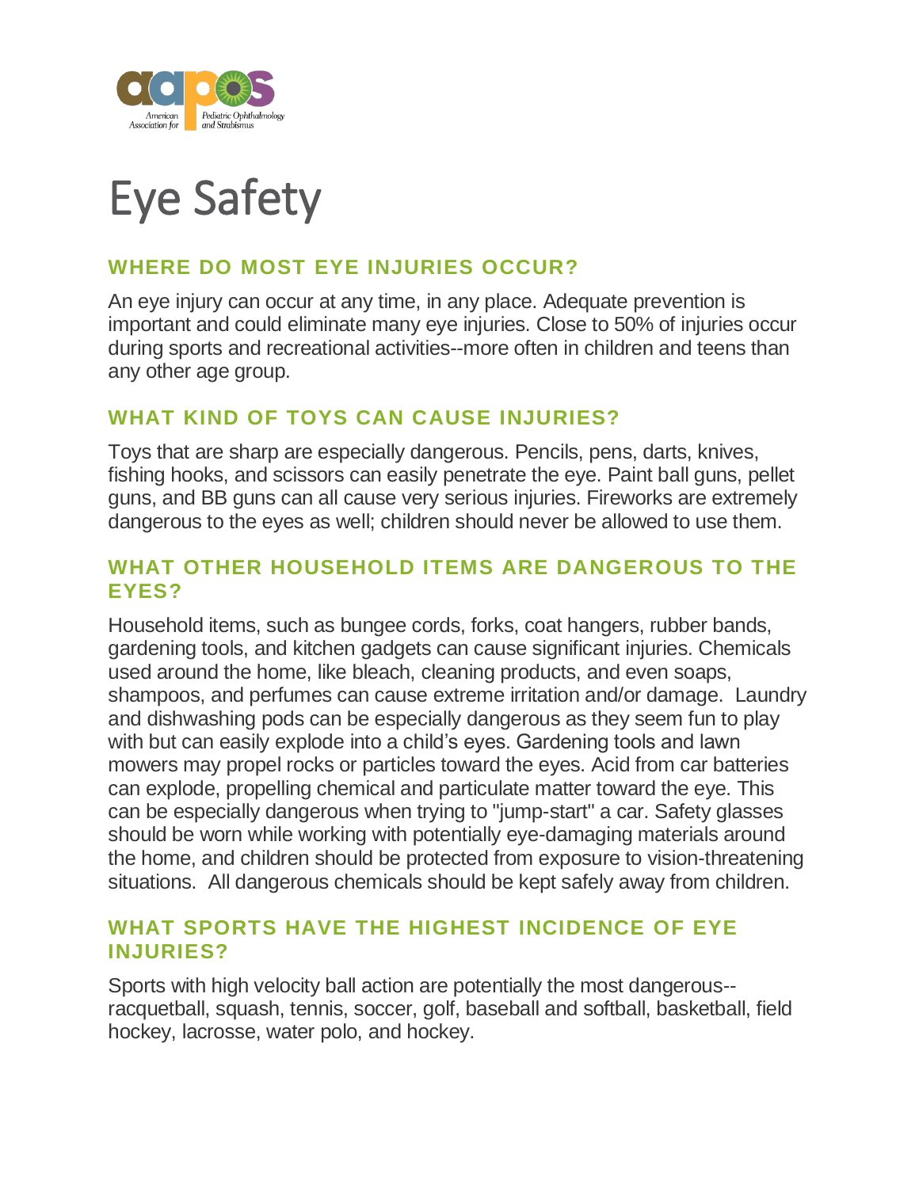# Eye Safety

## WHERE DO MOST EYE INJURIES OCCUR?

An eye injury can occur at any time, in any place. Adequate prevention is important and could eliminate many eye injuries. Close to 50% of injuries occur during sports and recreational activities--more often in children and teens than any other age group.

## WHAT KIND OF TOYS CAN CAUSE INJURIES?

Toys that are sharp are especially dangerous. Pencils, pens, darts, knives, fishing hooks, and scissors can easily penetrate the eye. Paint ball guns, pellet guns, and BB guns can all cause very serious injuries. Fireworks are extremely dangerous to the eyes as well; children should never be allowed to use them.

## WHAT OTHER HOUSEHOLD ITEMS ARE DANGEROUS TO THE EYES?

Household items, such as bungee cords, forks, coat hangers, rubber bands, gardening tools, and kitchen gadgets can cause significant injuries. Chemicals used around the home, like bleach, cleaning products, and even soaps, shampoos, and perfumes can cause extreme irritation and/or damage. Laundry and dishwashing pods can be especially dangerous as they seem fun to play with but can easily explode into a child's eyes. Gardening tools and lawn mowers may propel rocks or particles toward the eyes. Acid from car batteries can explode, propelling chemical and particulate matter toward the eye. This can be especially dangerous when trying to "jump-start" a car. Safety glasses should be worn while working with potentially eye-damaging materials around the home, and children should be protected from exposure to vision-threatening situations. All dangerous chemicals should be kept safely away from children.

## WHAT SPORTS HAVE THE HIGHEST INCIDENCE OF EYE INJURIES?

Sports with high velocity ball action are potentially the most dangerous--racquetball, squash, tennis, soccer, golf, baseball and softball, basketball, field hockey, lacrosse, water polo, and hockey.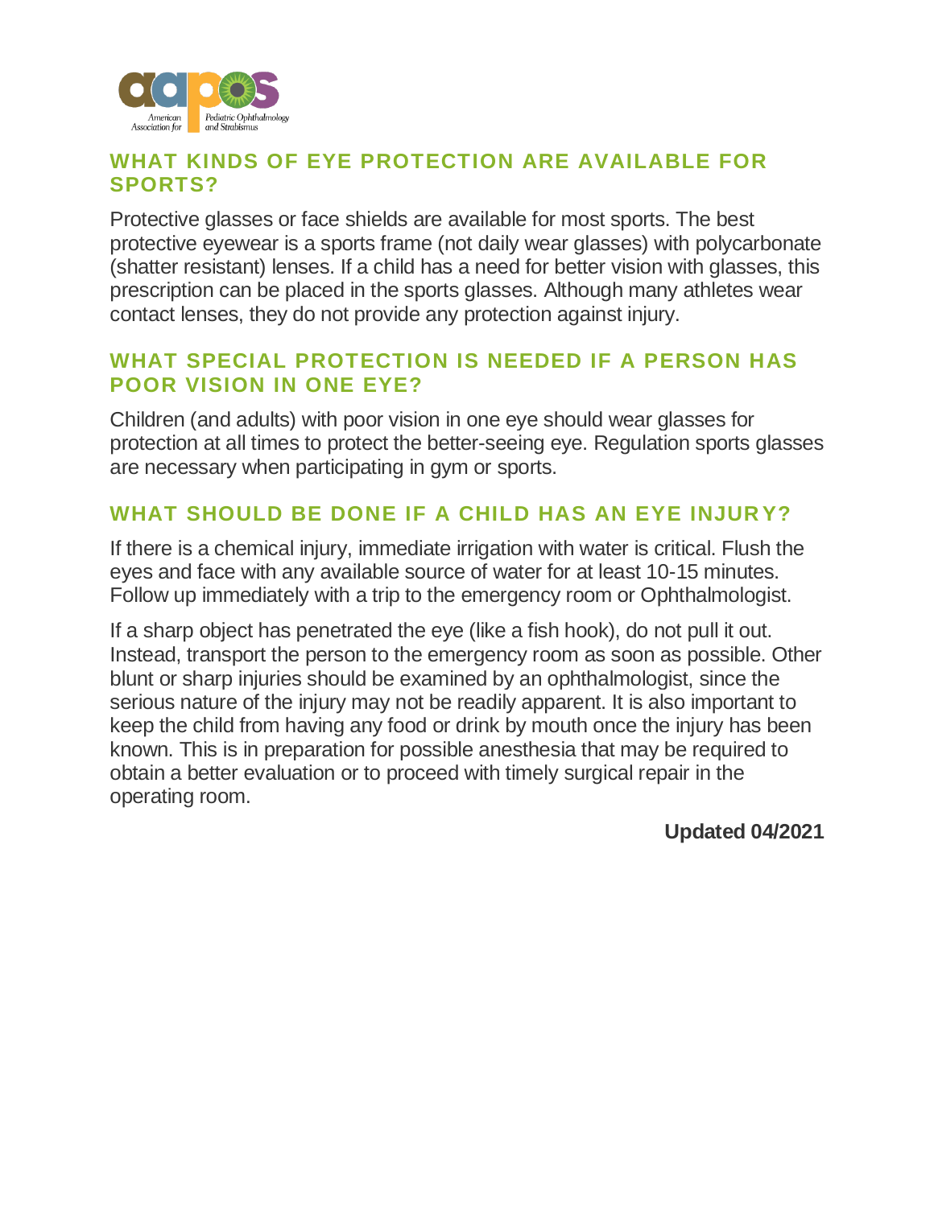## WHAT KINDS OF EYE PROTECTION ARE AVAILABLE FOR SPORTS?

Protective glasses or face shields are available for most sports. The best protective eyewear is a sports frame (not daily wear glasses) with polycarbonate (shatter resistant) lenses. If a child has a need for better vision with glasses, this prescription can be placed in the sports glasses. Although many athletes wear contact lenses, they do not provide any protection against injury.

## WHAT SPECIAL PROTECTION IS NEEDED IF A PERSON HAS POOR VISION IN ONE EYE?

Children (and adults) with poor vision in one eye should wear glasses for protection at all times to protect the better-seeing eye. Regulation sports glasses are necessary when participating in gym or sports.

## WHAT SHOULD BE DONE IF A CHILD HAS AN EYE INJURY?

If there is a chemical injury, immediate irrigation with water is critical. Flush the eyes and face with any available source of water for at least 10-15 minutes. Follow up immediately with a trip to the emergency room or Ophthalmologist.

If a sharp object has penetrated the eye (like a fish hook), do not pull it out. Instead, transport the person to the emergency room as soon as possible. Other blunt or sharp injuries should be examined by an ophthalmologist, since the serious nature of the injury may not be readily apparent. It is also important to keep the child from having any food or drink by mouth once the injury has been known. This is in preparation for possible anesthesia that may be required to obtain a better evaluation or to proceed with timely surgical repair in the operating room.

**Updated 04/2021**